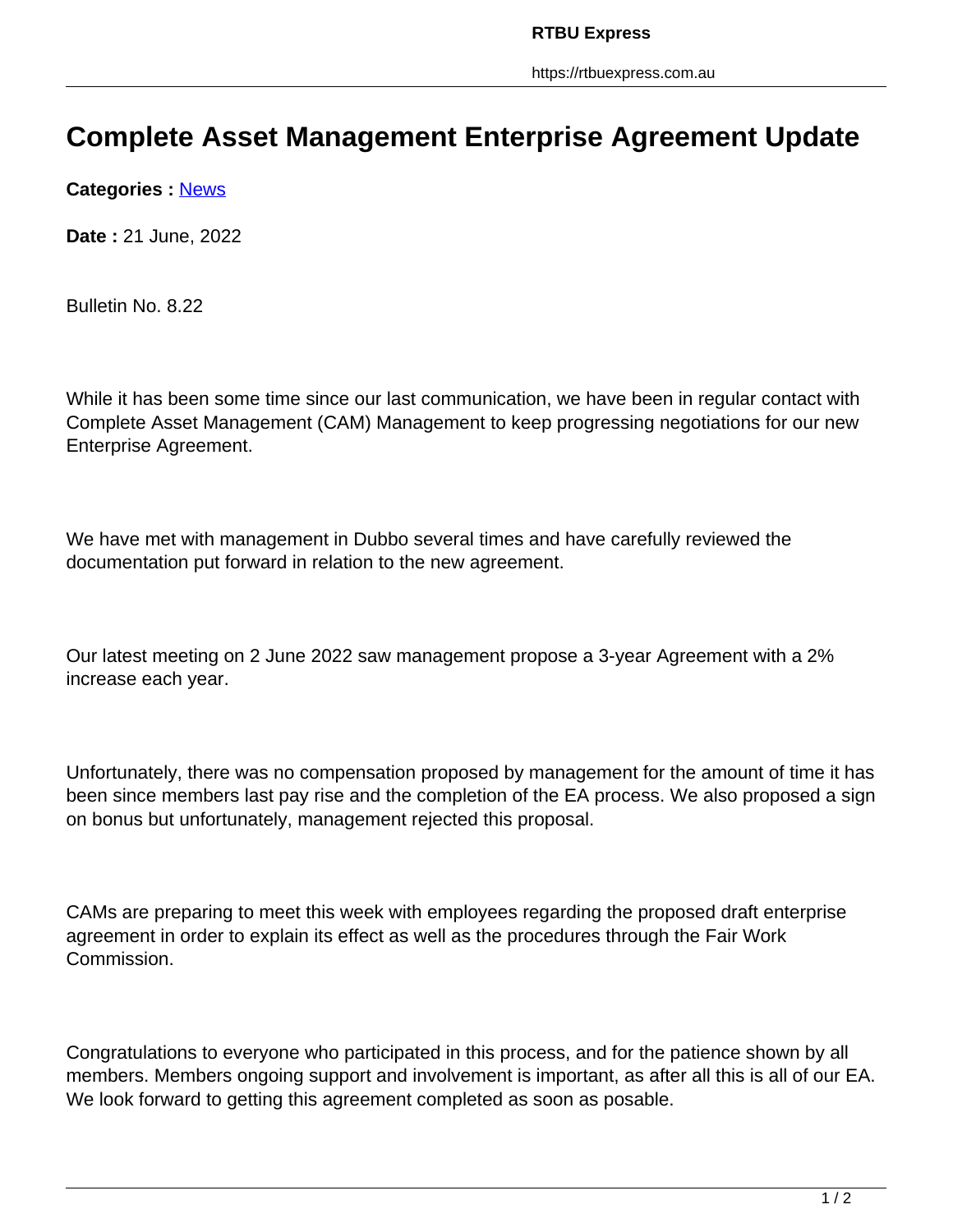# Complete Asset Management Enterprise Agreement Update

**Categories :** [News]

**Date :** 21 June, 2022

Bulletin No. 8.22

While it has been some time since our last communication, we have been in regular contact with Complete Asset Management (CAM) Management to keep progressing negotiations for our new Enterprise Agreement.

We have met with management in Dubbo several times and have carefully reviewed the documentation put forward in relation to the new agreement.

Our latest meeting on 2 June 2022 saw management propose a 3-year Agreement with a 2% increase each year.

Unfortunately, there was no compensation proposed by management for the amount of time it has been since members last pay rise and the completion of the EA process. We also proposed a sign on bonus but unfortunately, management rejected this proposal.

CAMs are preparing to meet this week with employees regarding the proposed draft enterprise agreement in order to explain its effect as well as the procedures through the Fair Work Commission.

Congratulations to everyone who participated in this process, and for the patience shown by all members. Members ongoing support and involvement is important, as after all this is all of our EA. We look forward to getting this agreement completed as soon as posable.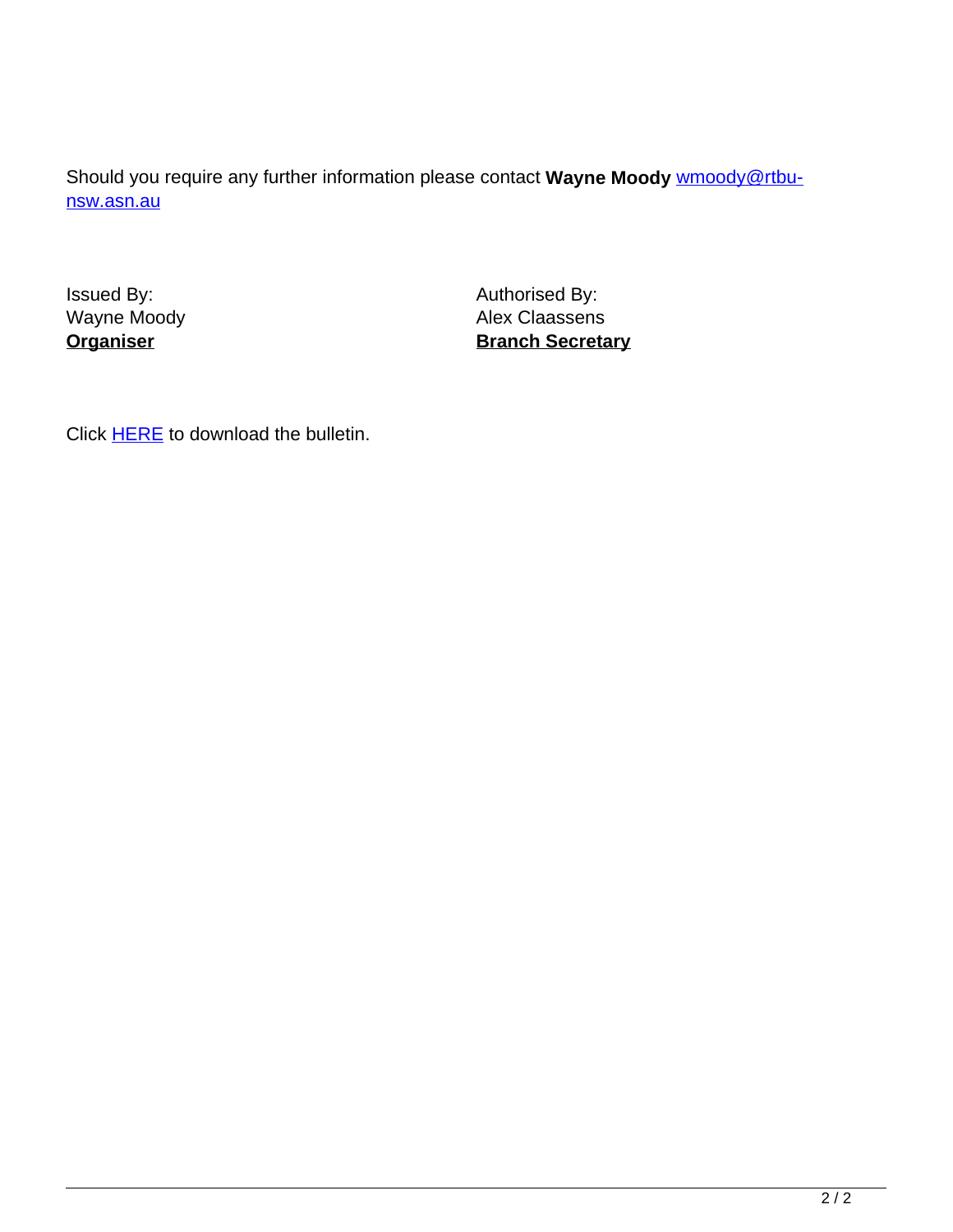Should you require any further information please contact **Wayne Moody** [wmoody@rtbu-nsw.asn.au](mailto:wmoody@rtbu-nsw.asn.au)

Issued By:
Wayne Moody
**Organiser**

Authorised By:
Alex Claassens
**Branch Secretary**

Click [HERE]() to download the bulletin.